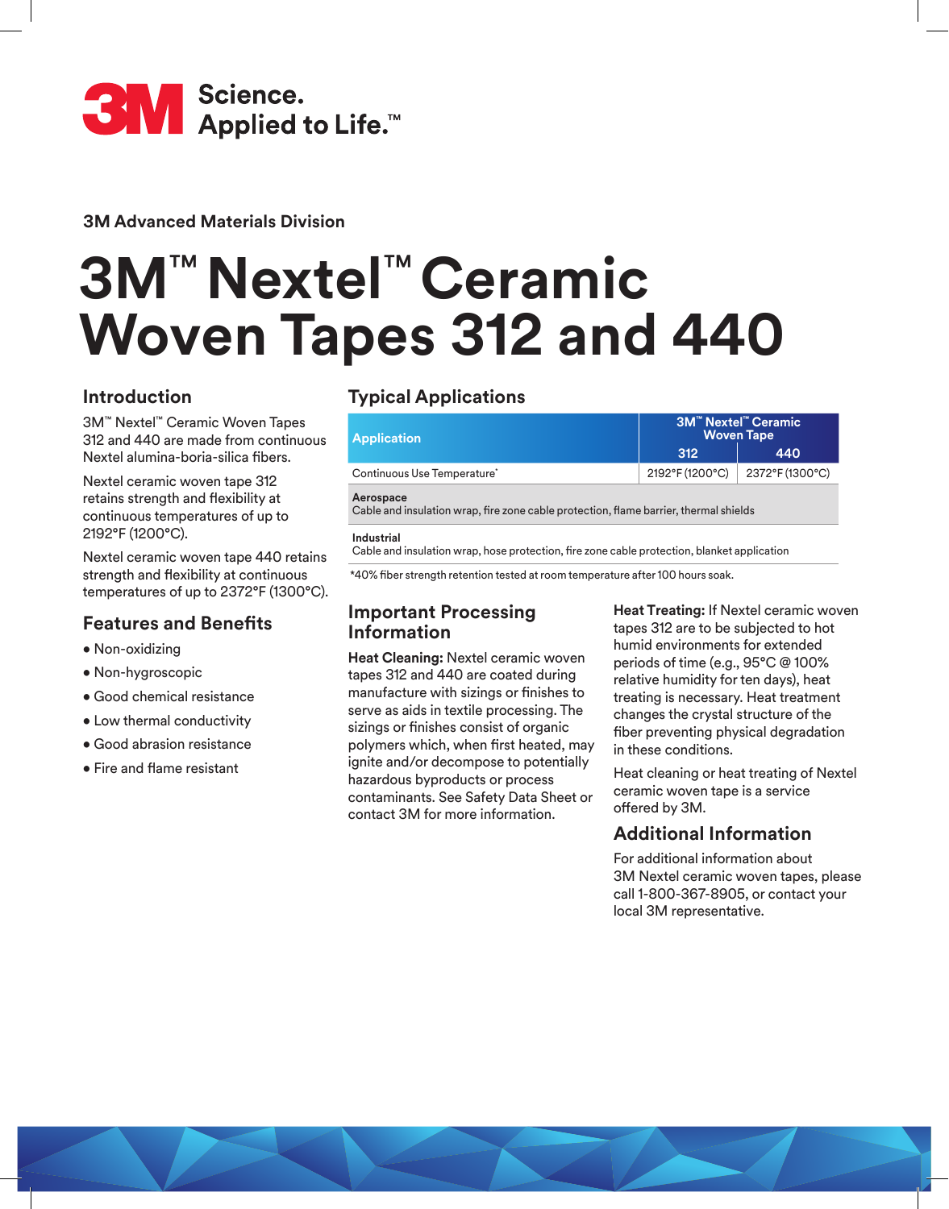3M Science. Applied to Life.™

3M Advanced Materials Division

# 3M™ Nextel™ Ceramic Woven Tapes 312 and 440

## Introduction

3M™ Nextel™ Ceramic Woven Tapes 312 and 440 are made from continuous Nextel alumina-boria-silica fibers.

Nextel ceramic woven tape 312 retains strength and flexibility at continuous temperatures of up to 2192°F (1200°C).

Nextel ceramic woven tape 440 retains strength and flexibility at continuous temperatures of up to 2372°F (1300°C).

## Features and Benefits

- Non-oxidizing
- Non-hygroscopic
- Good chemical resistance
- Low thermal conductivity
- Good abrasion resistance
- Fire and flame resistant

## Typical Applications

| Application | 3M™ Nextel™ Ceramic Woven Tape | |
|---|---|---|
| | 312 | 440 |
| Continuous Use Temperature* | 2192°F (1200°C) | 2372°F (1300°C) |
| **Aerospace**<br>Cable and insulation wrap, fire zone cable protection, flame barrier, thermal shields | | |
| **Industrial**<br>Cable and insulation wrap, hose protection, fire zone cable protection, blanket application | | |

*40% fiber strength retention tested at room temperature after 100 hours soak.

## Important Processing Information

**Heat Cleaning:** Nextel ceramic woven tapes 312 and 440 are coated during manufacture with sizings or finishes to serve as aids in textile processing. The sizings or finishes consist of organic polymers which, when first heated, may ignite and/or decompose to potentially hazardous byproducts or process contaminants. See Safety Data Sheet or contact 3M for more information.

**Heat Treating:** If Nextel ceramic woven tapes 312 are to be subjected to hot humid environments for extended periods of time (e.g., 95°C @ 100% relative humidity for ten days), heat treating is necessary. Heat treatment changes the crystal structure of the fiber preventing physical degradation in these conditions.

Heat cleaning or heat treating of Nextel ceramic woven tape is a service offered by 3M.

## Additional Information

For additional information about 3M Nextel ceramic woven tapes, please call 1-800-367-8905, or contact your local 3M representative.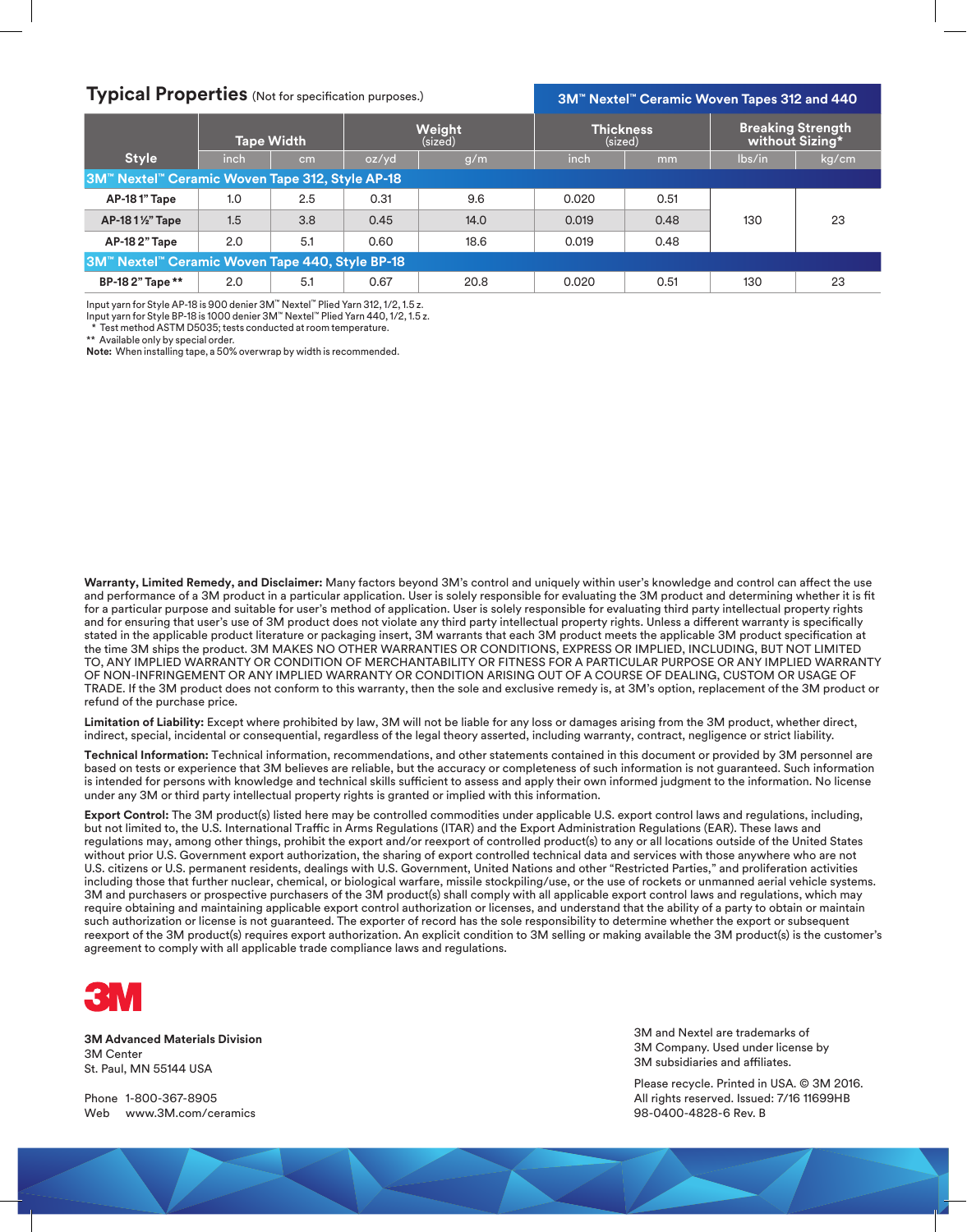## Typical Properties (Not for specification purposes.)

**3M™ Nextel™ Ceramic Woven Tapes 312 and 440**

| Style | Tape Width | | Weight (sized) | | Thickness (sized) | | Breaking Strength without Sizing* | |
|---|---|---|---|---|---|---|---|---|
| | inch | cm | oz/yd | g/m | inch | mm | lbs/in | kg/cm |
| **3M™ Nextel™ Ceramic Woven Tape 312, Style AP-18** | | | | | | | | |
| **AP-18 1" Tape** | 1.0 | 2.5 | 0.31 | 9.6 | 0.020 | 0.51 | 130 | 23 |
| **AP-18 1½" Tape** | 1.5 | 3.8 | 0.45 | 14.0 | 0.019 | 0.48 | | |
| **AP-18 2" Tape** | 2.0 | 5.1 | 0.60 | 18.6 | 0.019 | 0.48 | | |
| **3M™ Nextel™ Ceramic Woven Tape 440, Style BP-18** | | | | | | | | |
| **BP-18 2" Tape \*\*** | 2.0 | 5.1 | 0.67 | 20.8 | 0.020 | 0.51 | 130 | 23 |

Input yarn for Style AP-18 is 900 denier 3M™ Nextel™ Plied Yarn 312, 1/2, 1.5 z.
Input yarn for Style BP-18 is 1000 denier 3M™ Nextel™ Plied Yarn 440, 1/2, 1.5 z.
\* Test method ASTM D5035; tests conducted at room temperature.
\*\* Available only by special order.
**Note:** When installing tape, a 50% overwrap by width is recommended.

**Warranty, Limited Remedy, and Disclaimer:** Many factors beyond 3M's control and uniquely within user's knowledge and control can affect the use and performance of a 3M product in a particular application. User is solely responsible for evaluating the 3M product and determining whether it is fit for a particular purpose and suitable for user's method of application. User is solely responsible for evaluating third party intellectual property rights and for ensuring that user's use of 3M product does not violate any third party intellectual property rights. Unless a different warranty is specifically stated in the applicable product literature or packaging insert, 3M warrants that each 3M product meets the applicable 3M product specification at the time 3M ships the product. 3M MAKES NO OTHER WARRANTIES OR CONDITIONS, EXPRESS OR IMPLIED, INCLUDING, BUT NOT LIMITED TO, ANY IMPLIED WARRANTY OR CONDITION OF MERCHANTABILITY OR FITNESS FOR A PARTICULAR PURPOSE OR ANY IMPLIED WARRANTY OF NON-INFRINGEMENT OR ANY IMPLIED WARRANTY OR CONDITION ARISING OUT OF A COURSE OF DEALING, CUSTOM OR USAGE OF TRADE. If the 3M product does not conform to this warranty, then the sole and exclusive remedy is, at 3M's option, replacement of the 3M product or refund of the purchase price.

**Limitation of Liability:** Except where prohibited by law, 3M will not be liable for any loss or damages arising from the 3M product, whether direct, indirect, special, incidental or consequential, regardless of the legal theory asserted, including warranty, contract, negligence or strict liability.

**Technical Information:** Technical information, recommendations, and other statements contained in this document or provided by 3M personnel are based on tests or experience that 3M believes are reliable, but the accuracy or completeness of such information is not guaranteed. Such information is intended for persons with knowledge and technical skills sufficient to assess and apply their own informed judgment to the information. No license under any 3M or third party intellectual property rights is granted or implied with this information.

**Export Control:** The 3M product(s) listed here may be controlled commodities under applicable U.S. export control laws and regulations, including, but not limited to, the U.S. International Traffic in Arms Regulations (ITAR) and the Export Administration Regulations (EAR). These laws and regulations may, among other things, prohibit the export and/or reexport of controlled product(s) to any or all locations outside of the United States without prior U.S. Government export authorization, the sharing of export controlled technical data and services with those anywhere who are not U.S. citizens or U.S. permanent residents, dealings with U.S. Government, United Nations and other "Restricted Parties," and proliferation activities including those that further nuclear, chemical, or biological warfare, missile stockpiling/use, or the use of rockets or unmanned aerial vehicle systems. 3M and purchasers or prospective purchasers of the 3M product(s) shall comply with all applicable export control laws and regulations, which may require obtaining and maintaining applicable export control authorization or licenses, and understand that the ability of a party to obtain or maintain such authorization or license is not guaranteed. The exporter of record has the sole responsibility to determine whether the original or subsequent reexport of the 3M product(s) requires export authorization. An explicit condition to 3M selling or making available the 3M product(s) is the customer's agreement to comply with all applicable trade compliance laws and regulations.

3M

**3M Advanced Materials Division**
3M Center
St. Paul, MN 55144 USA

Phone 1-800-367-8905
Web www.3M.com/ceramics

3M and Nextel are trademarks of 3M Company. Used under license by 3M subsidiaries and affiliates.

Please recycle. Printed in USA. © 3M 2016. All rights reserved. Issued: 7/16 11699HB
98-0400-4828-6 Rev. B